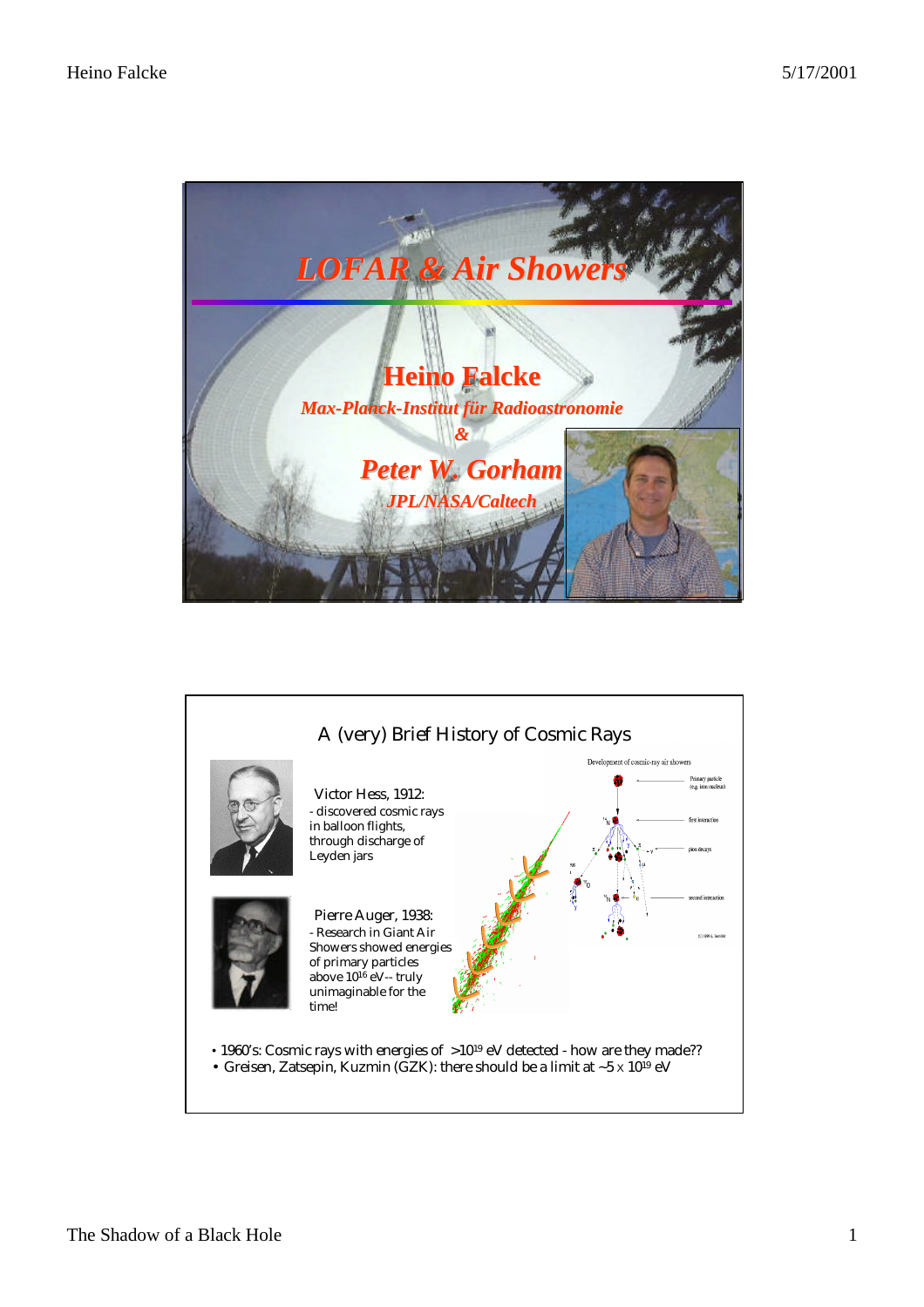# LOFAR & Air Showers

**Heino Falcke**

*Max-Planck-Institut für Radioastronomie*

*&*

***Peter W. Gorham***

*JPL/NASA/Caltech*

## A (very) Brief History of Cosmic Rays

Victor Hess, 1912:
- discovered cosmic rays in balloon flights, through discharge of Leyden jars

Pierre Auger, 1938:
- Research in Giant Air Showers showed energies of primary particles above $10^{16}$ eV -- truly unimaginable for the time!

Development of cosmic-ray air showers

- 1960's: Cosmic rays with energies of $>10^{19}$ eV detected - how are they made??
- Greisen, Zatsepin, Kuzmin (GZK): there should be a limit at $\sim 5 \times 10^{19}$ eV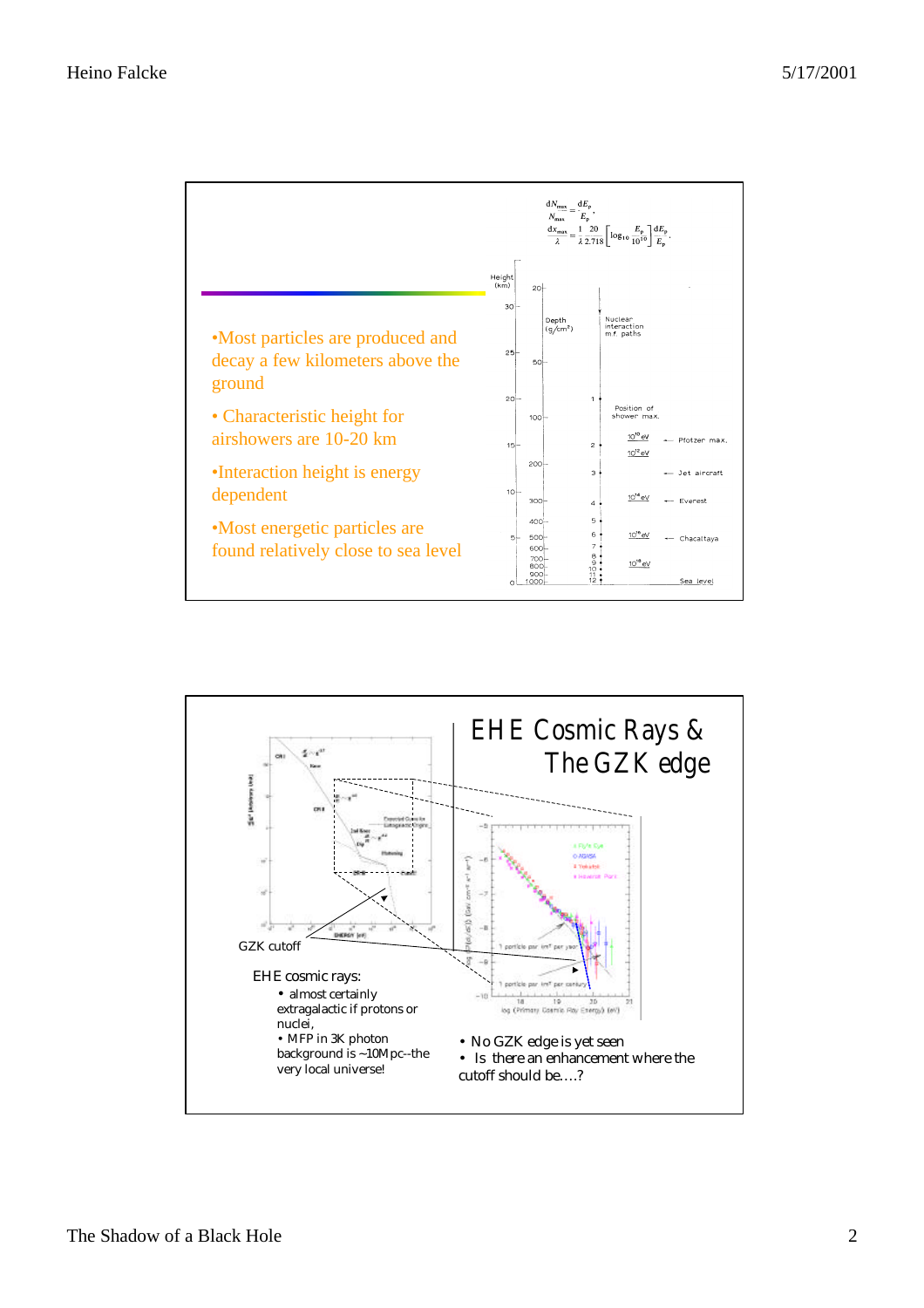$$\frac{dN_{max}}{N_{max}} = \frac{dE_p}{E_p},$$

$$\frac{dx_{max}}{\lambda} = \frac{1}{\lambda}\frac{20}{2.718}\left[\log_{10}\frac{E_p}{10^{10}}\right]\frac{dE_p}{E_p}.$$

- Most particles are produced and decay a few kilometers above the ground
- Characteristic height for airshowers are 10-20 km
- Interaction height is energy dependent
- Most energetic particles are found relatively close to sea level

# EHE Cosmic Rays & The GZK edge

GZK cutoff

EHE cosmic rays:

- almost certainly extragalactic if protons or nuclei,
- MFP in 3K photon background is ~10Mpc--the very local universe!

- No GZK edge is yet seen
- Is there an enhancement where the cutoff should be....?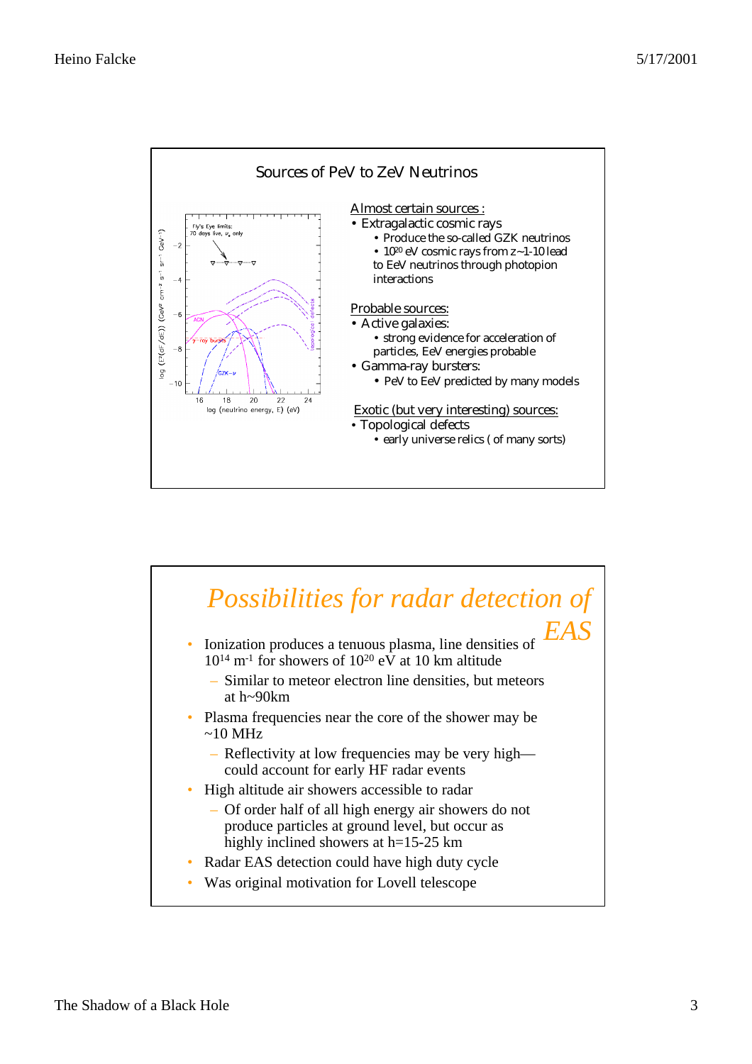## Sources of PeV to ZeV Neutrinos

Almost certain sources :

- Extragalactic cosmic rays
  - Produce the so-called GZK neutrinos
  - $10^{20}$ eV cosmic rays from z~1-10 lead to EeV neutrinos through photopion interactions

Probable sources:

- Active galaxies:
  - strong evidence for acceleration of particles, EeV energies probable
- Gamma-ray bursters:
  - PeV to EeV predicted by many models

Exotic (but very interesting) sources:

- Topological defects
  - early universe relics ( of many sorts)

## *Possibilities for radar detection of EAS*

- Ionization produces a tenuous plasma, line densities of $10^{14}$ m$^{-1}$ for showers of $10^{20}$ eV at 10 km altitude
  - Similar to meteor electron line densities, but meteors at h~90km
- Plasma frequencies near the core of the shower may be ~10 MHz
  - Reflectivity at low frequencies may be very high—could account for early HF radar events
- High altitude air showers accessible to radar
  - Of order half of all high energy air showers do not produce particles at ground level, but occur as highly inclined showers at h=15-25 km
- Radar EAS detection could have high duty cycle
- Was original motivation for Lovell telescope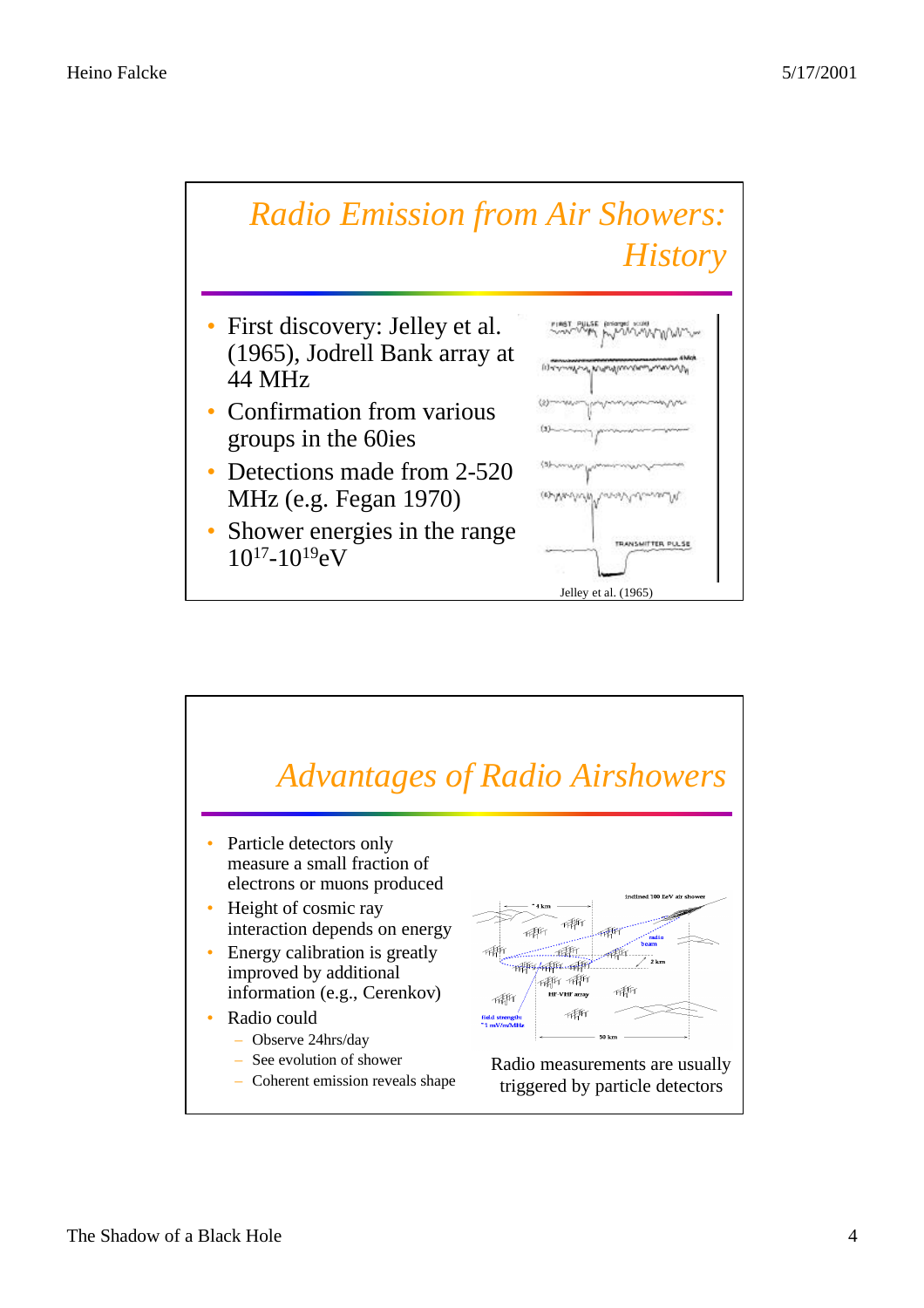## *Radio Emission from Air Showers: History*

- First discovery: Jelley et al. (1965), Jodrell Bank array at 44 MHz
- Confirmation from various groups in the 60ies
- Detections made from 2-520 MHz (e.g. Fegan 1970)
- Shower energies in the range $10^{17}$-$10^{19}$eV

Jelley et al. (1965)

## *Advantages of Radio Airshowers*

- Particle detectors only measure a small fraction of electrons or muons produced
- Height of cosmic ray interaction depends on energy
- Energy calibration is greatly improved by additional information (e.g., Cerenkov)
- Radio could
  - Observe 24hrs/day
  - See evolution of shower
  - Coherent emission reveals shape

Radio measurements are usually triggered by particle detectors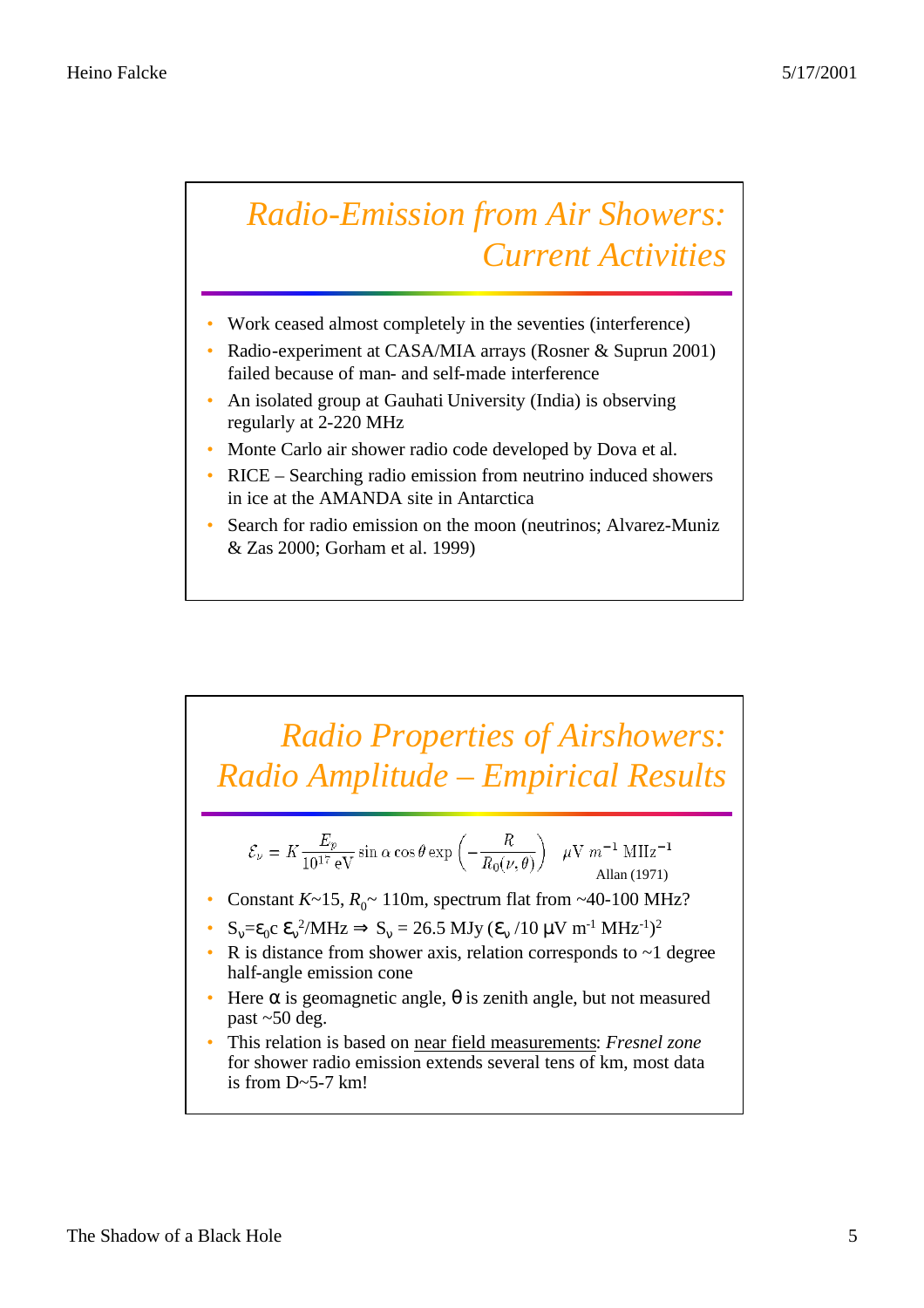# Radio-Emission from Air Showers: Current Activities

- Work ceased almost completely in the seventies (interference)
- Radio-experiment at CASA/MIA arrays (Rosner & Suprun 2001) failed because of man- and self-made interference
- An isolated group at Gauhati University (India) is observing regularly at 2-220 MHz
- Monte Carlo air shower radio code developed by Dova et al.
- RICE – Searching radio emission from neutrino induced showers in ice at the AMANDA site in Antarctica
- Search for radio emission on the moon (neutrinos; Alvarez-Muniz & Zas 2000; Gorham et al. 1999)

# Radio Properties of Airshowers: Radio Amplitude – Empirical Results

$$\mathcal{E}_\nu = K \frac{E_p}{10^{17}\,\mathrm{eV}} \sin\alpha \cos\theta \exp\left(-\frac{R}{R_0(\nu,\theta)}\right) \quad \mu\mathrm{V}\ m^{-1}\ \mathrm{MHz}^{-1}$$

Allan (1971)

- Constant $K$~15, $R_0$~ 110m, spectrum flat from ~40-100 MHz?
- $S_\nu = \varepsilon_0 c\, \varepsilon_\nu^2/\mathrm{MHz} \Rightarrow S_\nu = 26.5\ \mathrm{MJy}\ (\varepsilon_\nu / 10\ \mu\mathrm{V\ m^{-1}\ MHz^{-1}})^2$
- R is distance from shower axis, relation corresponds to ~1 degree half-angle emission cone
- Here $\alpha$ is geomagnetic angle, $\theta$ is zenith angle, but not measured past ~50 deg.
- This relation is based on near field measurements: *Fresnel zone* for shower radio emission extends several tens of km, most data is from D~5-7 km!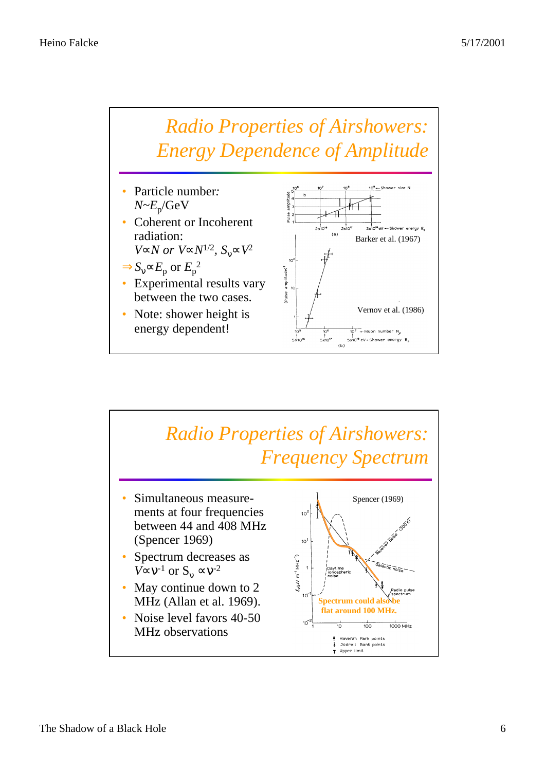## Radio Properties of Airshowers: Energy Dependence of Amplitude

- Particle number: $N \sim E_p/\mathrm{GeV}$
- Coherent or Incoherent radiation: $V \propto N$ or $V \propto N^{1/2}$, $S_\nu \propto V^2$

$\Rightarrow S_\nu \propto E_p$ or $E_p^2$

- Experimental results vary between the two cases.
- Note: shower height is energy dependent!

Barker et al. (1967)

Vernov et al. (1986)

## Radio Properties of Airshowers: Frequency Spectrum

- Simultaneous measurements at four frequencies between 44 and 408 MHz (Spencer 1969)
- Spectrum decreases as $V \propto \nu^{-1}$ or $S_\nu \propto \nu^{-2}$
- May continue down to 2 MHz (Allan et al. 1969).
- Noise level favors 40-50 MHz observations

Spencer (1969)

Spectrum could also be flat around 100 MHz.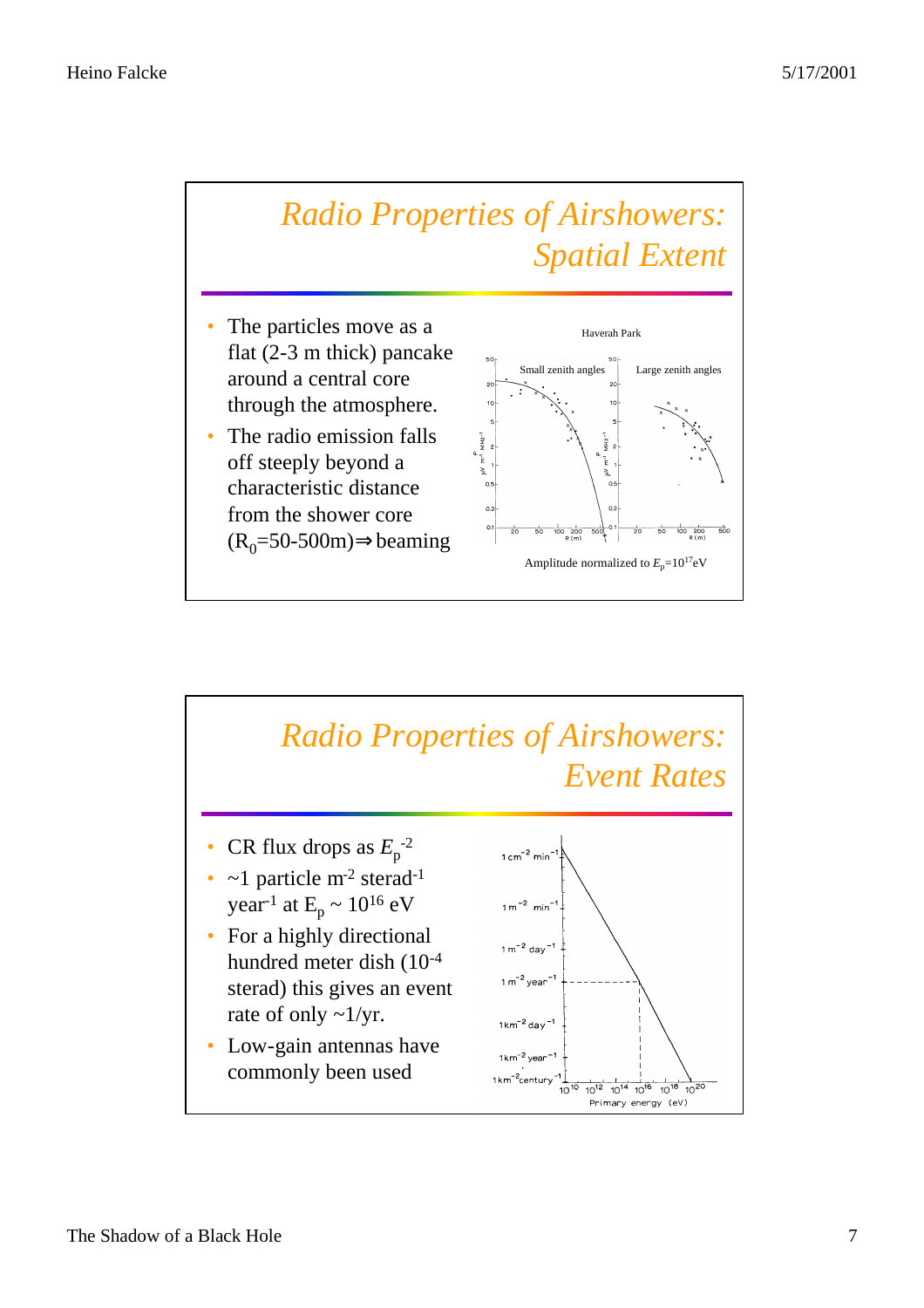## *Radio Properties of Airshowers: Spatial Extent*

- The particles move as a flat (2-3 m thick) pancake around a central core through the atmosphere.
- The radio emission falls off steeply beyond a characteristic distance from the shower core ($R_0$=50-500m)⇒beaming

Haverah Park

Small zenith angles | Large zenith angles

Amplitude normalized to $E_p = 10^{17}$eV

## *Radio Properties of Airshowers: Event Rates*

- CR flux drops as $E_p^{-2}$
- ~1 particle $m^{-2}$ $sterad^{-1}$ $year^{-1}$ at $E_p \sim 10^{16}$ eV
- For a highly directional hundred meter dish ($10^{-4}$ sterad) this gives an event rate of only ~1/yr.
- Low-gain antennas have commonly been used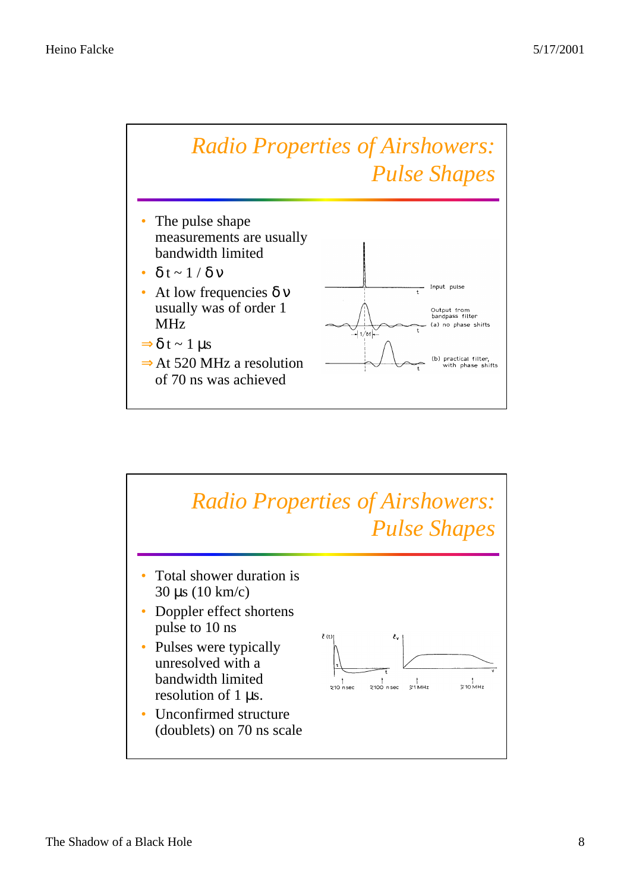## Radio Properties of Airshowers: Pulse Shapes

- The pulse shape measurements are usually bandwidth limited
- $\delta t \sim 1 / \delta \nu$
- At low frequencies $\delta \nu$ usually was of order 1 MHz

⇒ $\delta t \sim 1$ µs

⇒ At 520 MHz a resolution of 70 ns was achieved

## Radio Properties of Airshowers: Pulse Shapes

- Total shower duration is 30 µs (10 km/c)
- Doppler effect shortens pulse to 10 ns
- Pulses were typically unresolved with a bandwidth limited resolution of 1 µs.
- Unconfirmed structure (doublets) on 70 ns scale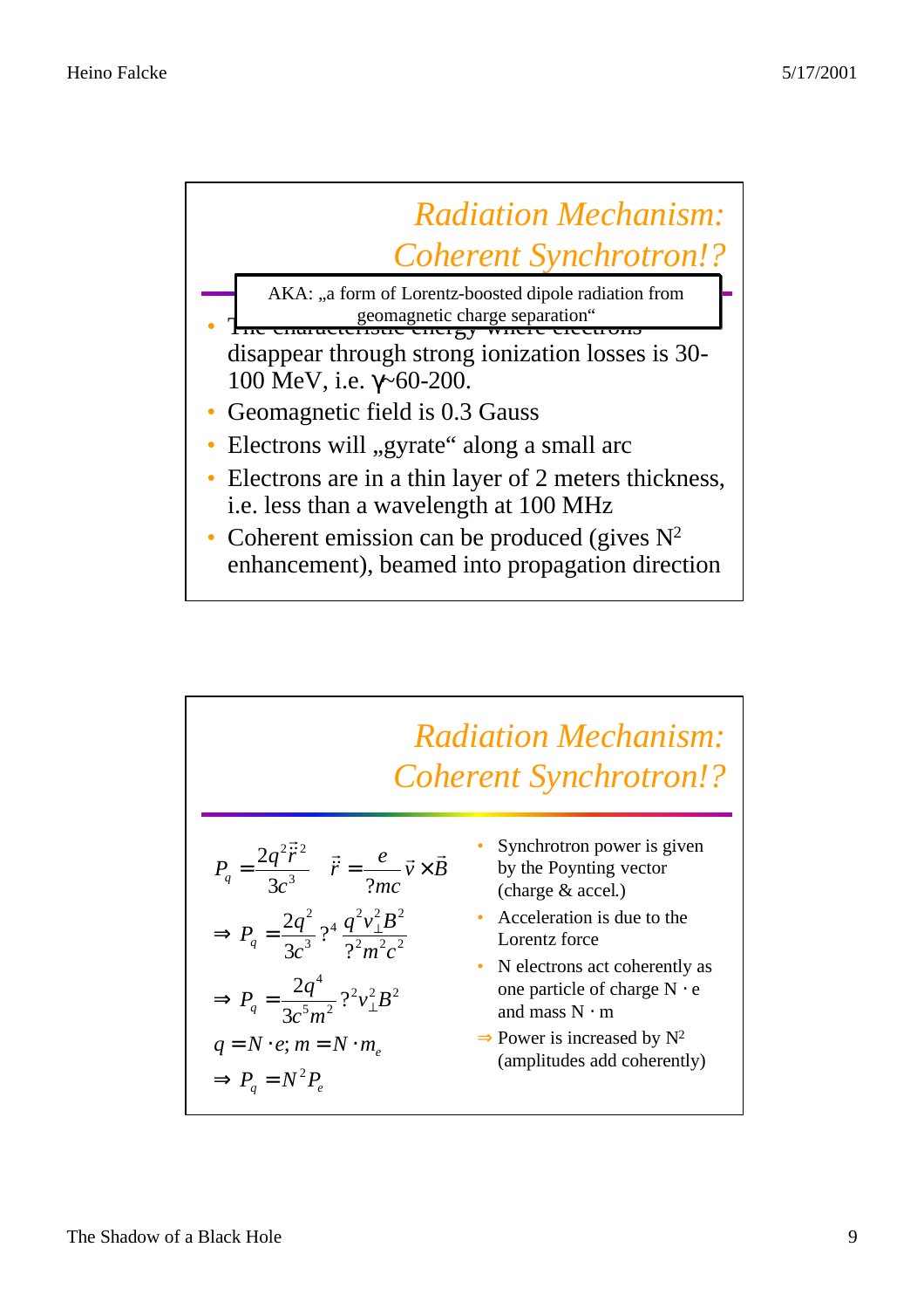## Radiation Mechanism: Coherent Synchrotron!?

AKA: „a form of Lorentz-boosted dipole radiation from geomagnetic charge separation"

- The characteristic energy where electrons disappear through strong ionization losses is 30-100 MeV, i.e. $\gamma$~60-200.
- Geomagnetic field is 0.3 Gauss
- Electrons will „gyrate" along a small arc
- Electrons are in a thin layer of 2 meters thickness, i.e. less than a wavelength at 100 MHz
- Coherent emission can be produced (gives $N^2$ enhancement), beamed into propagation direction

## Radiation Mechanism: Coherent Synchrotron!?

$$P_q = \frac{2q^2 \ddot{\vec{r}}^2}{3c^3} \quad \ddot{\vec{r}} = \frac{e}{\gamma mc}\vec{v} \times \vec{B}$$

$$\Rightarrow P_q = \frac{2q^2}{3c^3} \gamma^4 \frac{q^2 v_\perp^2 B^2}{\gamma^2 m^2 c^2}$$

$$\Rightarrow P_q = \frac{2q^4}{3c^5 m^2} \gamma^2 v_\perp^2 B^2$$

$$q = N \cdot e;\ m = N \cdot m_e$$

$$\Rightarrow P_q = N^2 P_e$$

- Synchrotron power is given by the Poynting vector (charge & accel.)
- Acceleration is due to the Lorentz force
- N electrons act coherently as one particle of charge N · e and mass N · m

⇒ Power is increased by $N^2$ (amplitudes add coherently)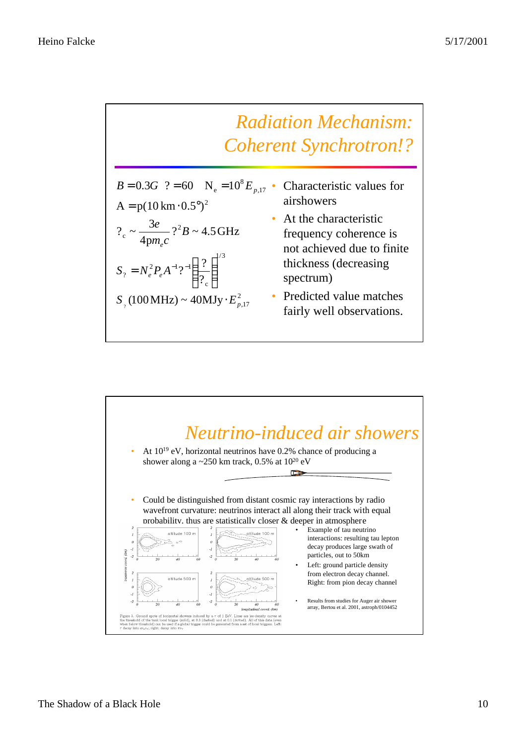## Radiation Mechanism: Coherent Synchrotron!?

$$B = 0.3G \quad \gamma = 60 \quad N_e = 10^8 E_{p,17}$$

$$A = \pi(10\,\mathrm{km} \cdot 0.5°)^2$$

$$\nu_c \sim \frac{3e}{4\pi m_e c} \gamma^2 B \sim 4.5\,\mathrm{GHz}$$

$$S_\nu = N_e^2 P_e A^{-1} \nu^{-1} \left(\frac{\nu}{\nu_c}\right)^{1/3}$$

$$S_\nu(100\,\mathrm{MHz}) \sim 40\mathrm{MJy} \cdot E_{p,17}^2$$

- Characteristic values for airshowers
- At the characteristic frequency coherence is not achieved due to finite thickness (decreasing spectrum)
- Predicted value matches fairly well observations.

## Neutrino-induced air showers

- At $10^{19}$ eV, horizontal neutrinos have 0.2% chance of producing a shower along a ~250 km track, 0.5% at $10^{20}$ eV
- Could be distinguished from distant cosmic ray interactions by radio wavefront curvature: neutrinos interact all along their track with equal probability, thus are statistically closer & deeper in atmosphere

Figure 1. Ground spots of horizontal showers induced by a $\tau$ of 1 EeV. Lines are iso-density curves at the threshold of the tank local trigger (solid), at 0.3 (dashed) and at 0.1 (dotted). All of this data (even when below threshold) can be used if a global trigger could be generated from a set of local triggers. Left: $\tau$ decay into $e\nu_e\nu_\tau$; right: decay into $\pi\nu_\tau$.

- Example of tau neutrino interactions: resulting tau lepton decay produces large swath of particles, out to 50km
- Left: ground particle density from electron decay channel. Right: from pion decay channel
- Results from studies for Auger air shower array, Bertou et al. 2001, astroph/0104452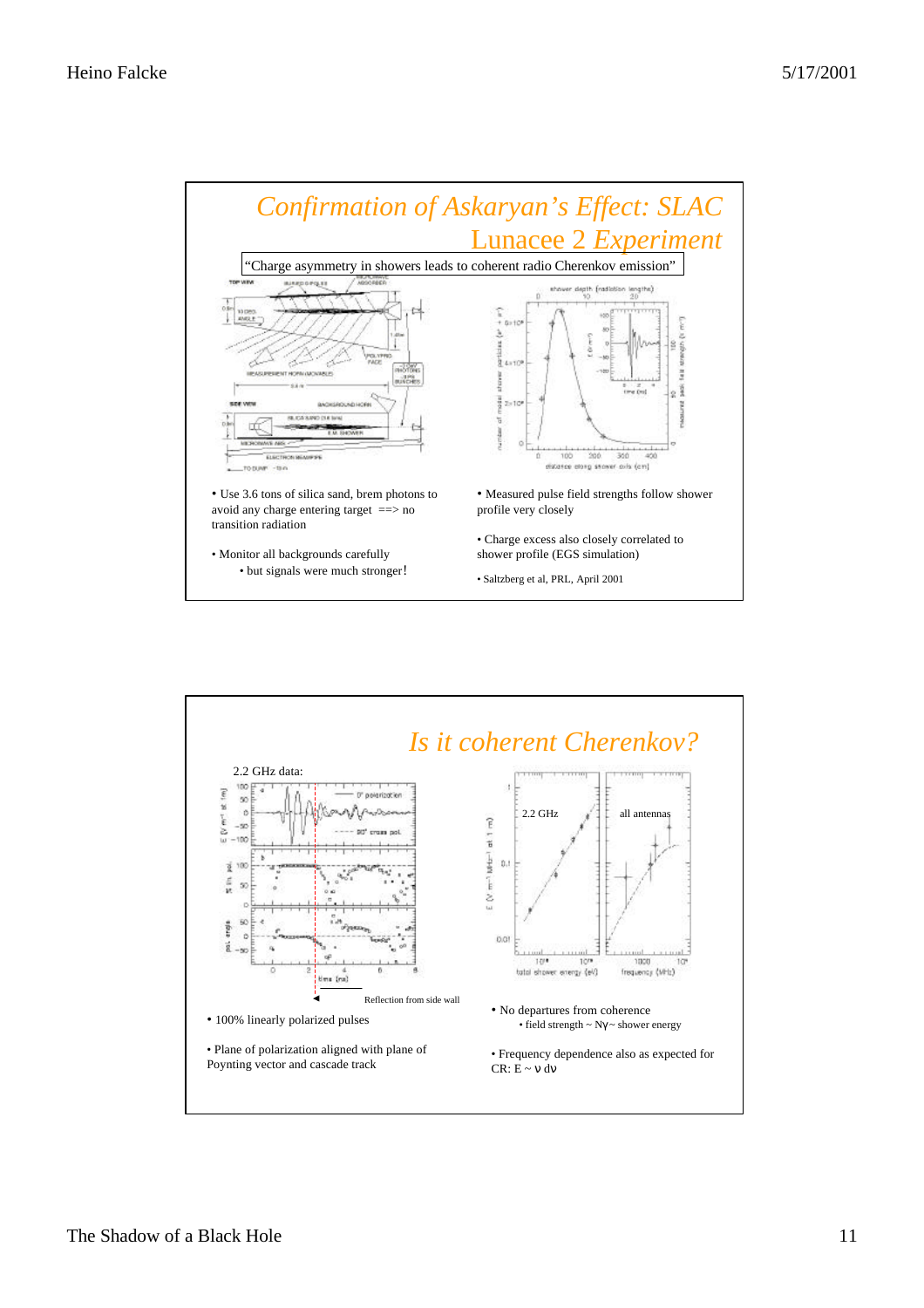## *Confirmation of Askaryan's Effect: SLAC Lunacee 2 Experiment*

"Charge asymmetry in showers leads to coherent radio Cherenkov emission"

- Use 3.6 tons of silica sand, brem photons to avoid any charge entering target ==> no transition radiation
- Monitor all backgrounds carefully
  - but signals were much stronger!

- Measured pulse field strengths follow shower profile very closely
- Charge excess also closely correlated to shower profile (EGS simulation)
- Saltzberg et al, PRL, April 2001

## *Is it coherent Cherenkov?*

2.2 GHz data:

Reflection from side wall

- 100% linearly polarized pulses
- Plane of polarization aligned with plane of Poynting vector and cascade track

2.2 GHz

all antennas

- No departures from coherence
  - field strength ~ $N\gamma$ ~ shower energy
- Frequency dependence also as expected for CR: $E \sim \nu\, d\nu$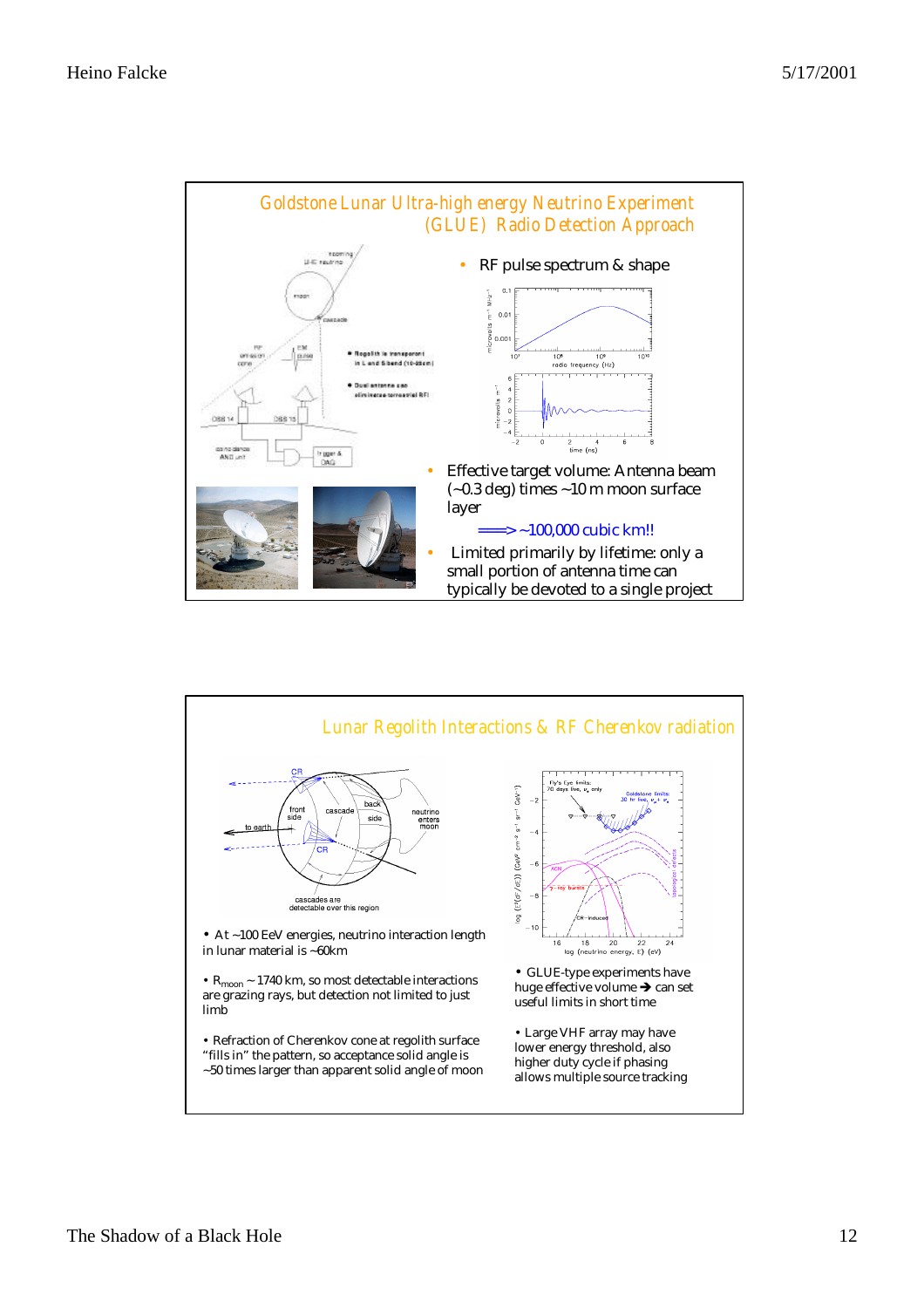## Goldstone Lunar Ultra-high energy Neutrino Experiment (GLUE) Radio Detection Approach

- RF pulse spectrum & shape
- Effective target volume: Antenna beam (~0.3 deg) times ~10 m moon surface layer

  ⟹ ~100,000 cubic km!!
- Limited primarily by lifetime: only a small portion of antenna time can typically be devoted to a single project

## Lunar Regolith Interactions & RF Cherenkov radiation

- At ~100 EeV energies, neutrino interaction length in lunar material is ~60km
- $R_{moon}$ ~ 1740 km, so most detectable interactions are grazing rays, but detection not limited to just limb
- Refraction of Cherenkov cone at regolith surface "fills in" the pattern, so acceptance solid angle is ~50 times larger than apparent solid angle of moon
- GLUE-type experiments have huge effective volume → can set useful limits in short time
- Large VHF array may have lower energy threshold, also higher duty cycle if phasing allows multiple source tracking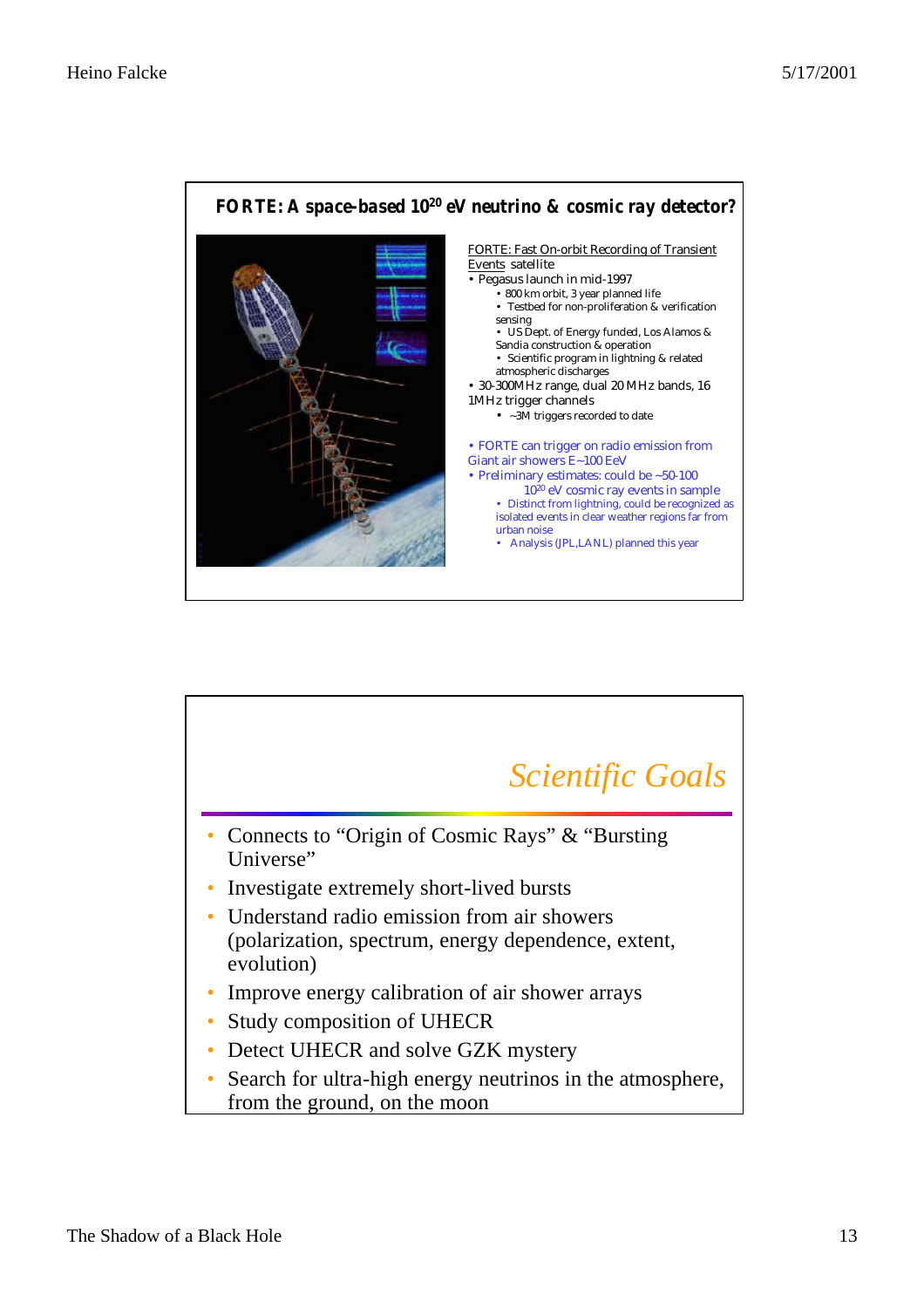## FORTE: A space-based $10^{20}$ eV neutrino & cosmic ray detector?

FORTE: Fast On-orbit Recording of Transient Events satellite

- Pegasus launch in mid-1997
  - 800 km orbit, 3 year planned life
  - Testbed for non-proliferation & verification sensing
  - US Dept. of Energy funded, Los Alamos & Sandia construction & operation
  - Scientific program in lightning & related atmospheric discharges
- 30-300MHz range, dual 20 MHz bands, 16 1MHz trigger channels
  - ~3M triggers recorded to date

- FORTE can trigger on radio emission from Giant air showers E~100 EeV
- Preliminary estimates: could be ~50-100 $10^{20}$ eV cosmic ray events in sample
  - Distinct from lightning, could be recognized as isolated events in clear weather regions far from urban noise
  - Analysis (JPL,LANL) planned this year

## *Scientific Goals*

- Connects to “Origin of Cosmic Rays” & “Bursting Universe”
- Investigate extremely short-lived bursts
- Understand radio emission from air showers (polarization, spectrum, energy dependence, extent, evolution)
- Improve energy calibration of air shower arrays
- Study composition of UHECR
- Detect UHECR and solve GZK mystery
- Search for ultra-high energy neutrinos in the atmosphere, from the ground, on the moon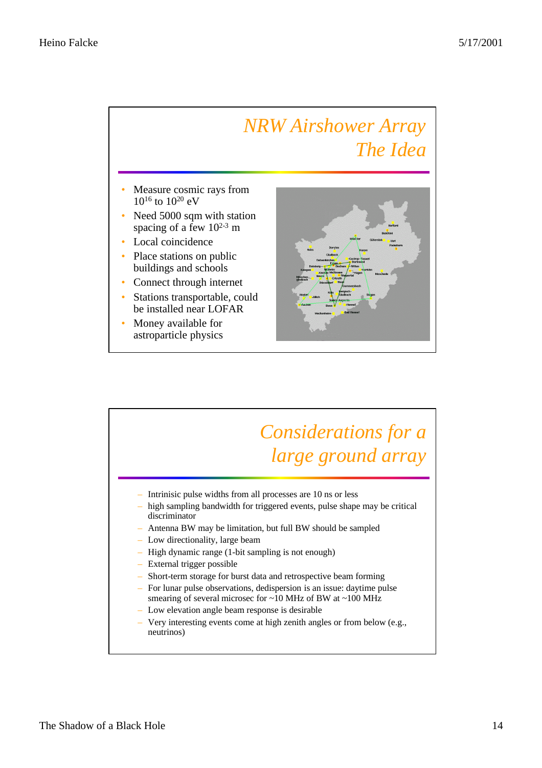# NRW Airshower Array The Idea

- Measure cosmic rays from $10^{16}$ to $10^{20}$ eV
- Need 5000 sqm with station spacing of a few $10^{2-3}$ m
- Local coincidence
- Place stations on public buildings and schools
- Connect through internet
- Stations transportable, could be installed near LOFAR
- Money available for astroparticle physics

# Considerations for a large ground array

- Intrinisic pulse widths from all processes are 10 ns or less
- high sampling bandwidth for triggered events, pulse shape may be critical discriminator
- Antenna BW may be limitation, but full BW should be sampled
- Low directionality, large beam
- High dynamic range (1-bit sampling is not enough)
- External trigger possible
- Short-term storage for burst data and retrospective beam forming
- For lunar pulse observations, dedispersion is an issue: daytime pulse smearing of several microsec for ~10 MHz of BW at ~100 MHz
- Low elevation angle beam response is desirable
- Very interesting events come at high zenith angles or from below (e.g., neutrinos)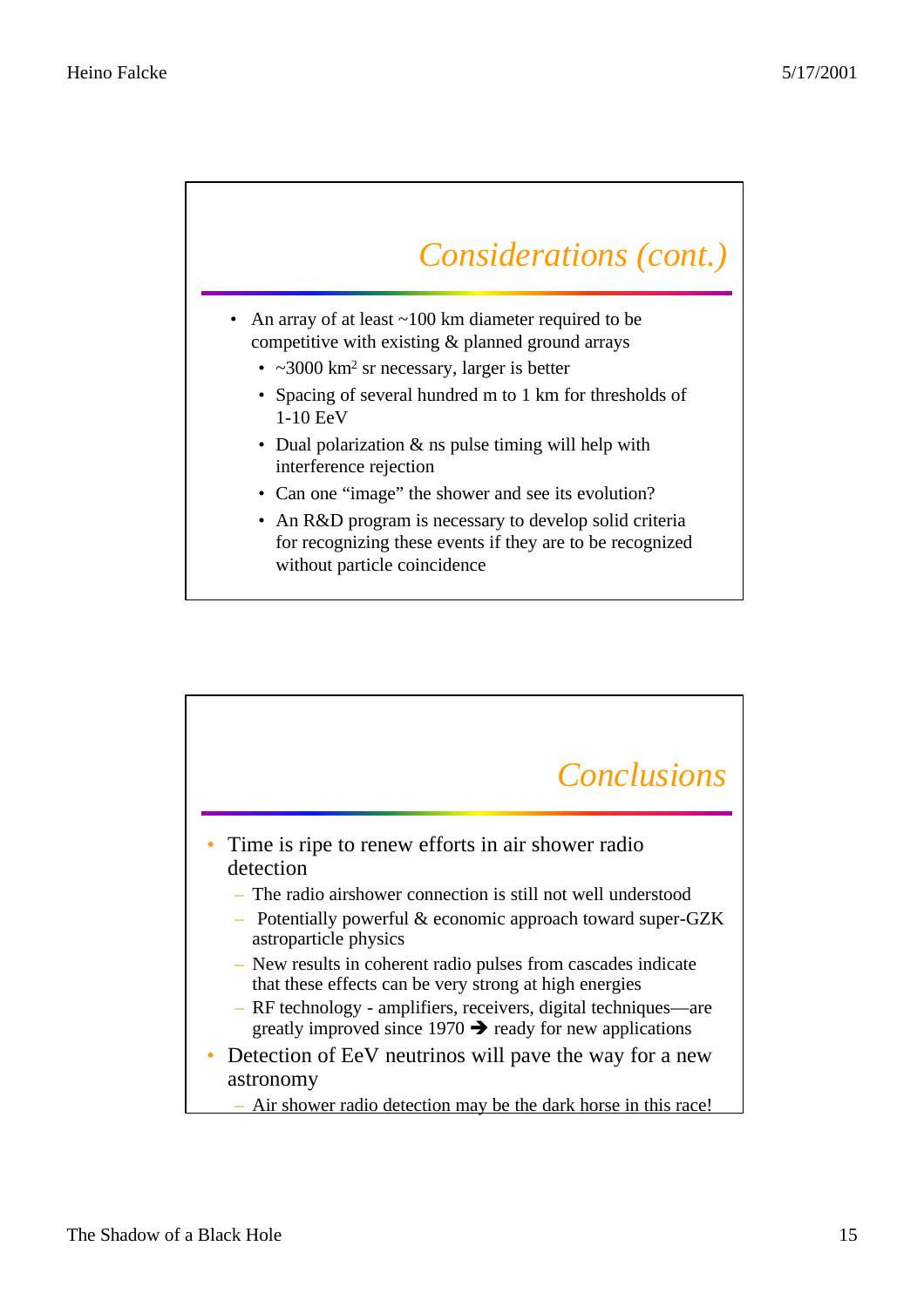## Considerations (cont.)

- An array of at least ~100 km diameter required to be competitive with existing & planned ground arrays
  - ~3000 $km^2$ sr necessary, larger is better
  - Spacing of several hundred m to 1 km for thresholds of 1-10 EeV
  - Dual polarization & ns pulse timing will help with interference rejection
  - Can one “image” the shower and see its evolution?
  - An R&D program is necessary to develop solid criteria for recognizing these events if they are to be recognized without particle coincidence

## Conclusions

- Time is ripe to renew efforts in air shower radio detection
  - The radio airshower connection is still not well understood
  - Potentially powerful & economic approach toward super-GZK astroparticle physics
  - New results in coherent radio pulses from cascades indicate that these effects can be very strong at high energies
  - RF technology - amplifiers, receivers, digital techniques—are greatly improved since 1970 ➔ ready for new applications
- Detection of EeV neutrinos will pave the way for a new astronomy
  - Air shower radio detection may be the dark horse in this race!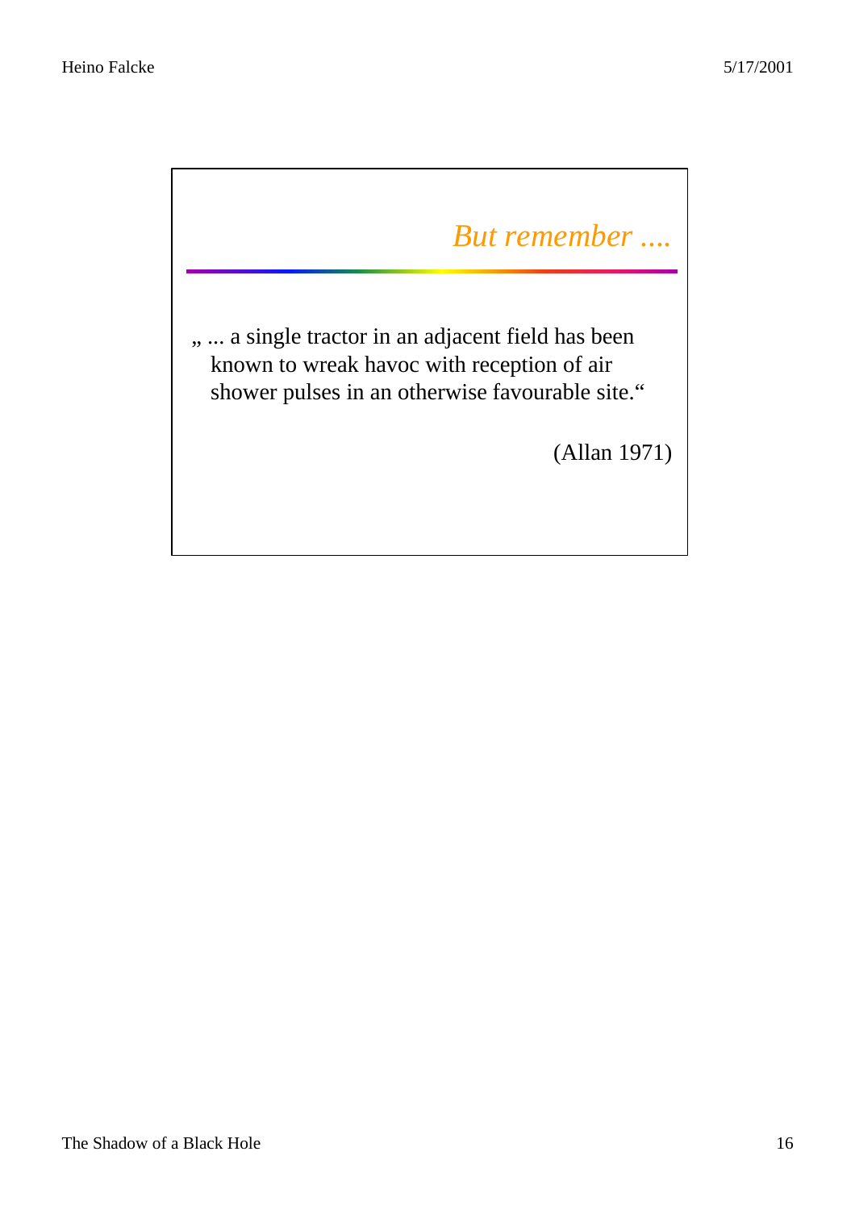## *But remember ....*

„ ... a single tractor in an adjacent field has been known to wreak havoc with reception of air shower pulses in an otherwise favourable site.“

(Allan 1971)